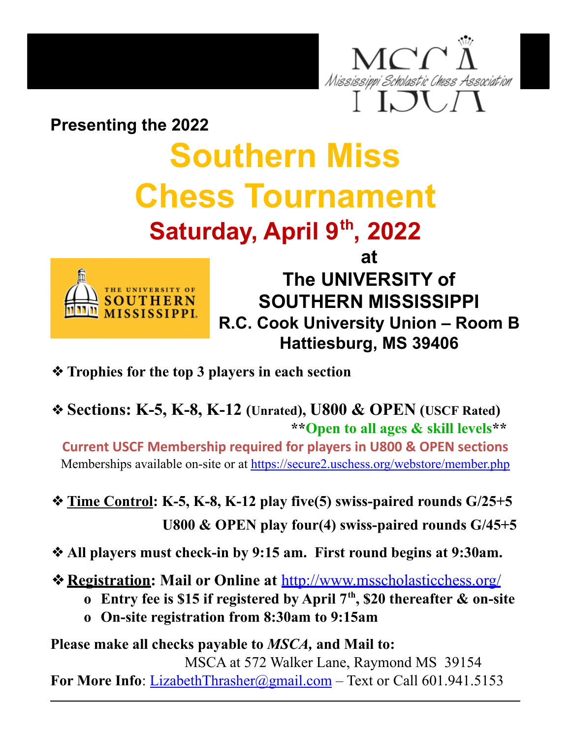MSCA
Mississippi Scholastic Chess Association

**Presenting the 2022**

# Southern Miss Chess Tournament

## Saturday, April 9th, 2022

**at**

**The UNIVERSITY of SOUTHERN MISSISSIPPI**

**R.C. Cook University Union – Room B**

**Hattiesburg, MS 39406**

THE UNIVERSITY OF SOUTHERN MISSISSIPPI

- **Trophies for the top 3 players in each section**

- **Sections: K-5, K-8, K-12 (Unrated), U800 & OPEN (USCF Rated)**

  **\*\*Open to all ages & skill levels\*\***

  **Current USCF Membership required for players in U800 & OPEN sections**

  Memberships available on-site or at https://secure2.uschess.org/webstore/member.php

- **Time Control: K-5, K-8, K-12 play five(5) swiss-paired rounds G/25+5**

  **U800 & OPEN play four(4) swiss-paired rounds G/45+5**

- **All players must check-in by 9:15 am. First round begins at 9:30am.**

- **Registration: Mail or Online at http://www.msscholasticchess.org/**
  - **Entry fee is $15 if registered by April 7th, $20 thereafter & on-site**
  - **On-site registration from 8:30am to 9:15am**

**Please make all checks payable to *MSCA,* and Mail to:**

MSCA at 572 Walker Lane, Raymond MS 39154

**For More Info**: LizabethThrasher@gmail.com – Text or Call 601.941.5153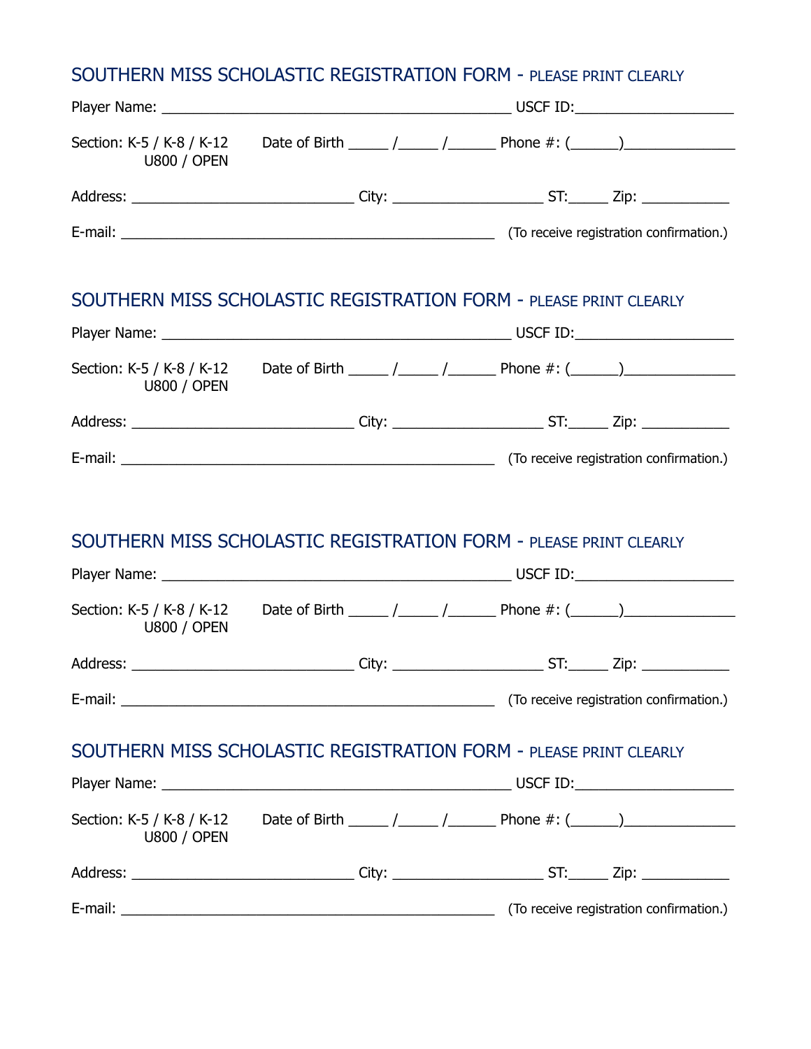## SOUTHERN MISS SCHOLASTIC REGISTRATION FORM - PLEASE PRINT CLEARLY

Player Name: _______________________________________________ USCF ID:_____________________

Section: K-5 / K-8 / K-12 U800 / OPEN     Date of Birth _____ /_____ /______ Phone #: (______)______________

Address: ____________________________ City: ___________________ ST:_____ Zip: ___________

E-mail: ________________________________________________ (To receive registration confirmation.)

## SOUTHERN MISS SCHOLASTIC REGISTRATION FORM - PLEASE PRINT CLEARLY

Player Name: _______________________________________________ USCF ID:_____________________

Section: K-5 / K-8 / K-12 U800 / OPEN     Date of Birth _____ /_____ /______ Phone #: (______)______________

Address: ____________________________ City: ___________________ ST:_____ Zip: ___________

E-mail: ________________________________________________ (To receive registration confirmation.)

## SOUTHERN MISS SCHOLASTIC REGISTRATION FORM - PLEASE PRINT CLEARLY

Player Name: _______________________________________________ USCF ID:_____________________

Section: K-5 / K-8 / K-12 U800 / OPEN     Date of Birth _____ /_____ /______ Phone #: (______)______________

Address: ____________________________ City: ___________________ ST:_____ Zip: ___________

E-mail: ________________________________________________ (To receive registration confirmation.)

## SOUTHERN MISS SCHOLASTIC REGISTRATION FORM - PLEASE PRINT CLEARLY

Player Name: _______________________________________________ USCF ID:_____________________

Section: K-5 / K-8 / K-12 U800 / OPEN     Date of Birth _____ /_____ /______ Phone #: (______)______________

Address: ____________________________ City: ___________________ ST:_____ Zip: ___________

E-mail: ________________________________________________ (To receive registration confirmation.)